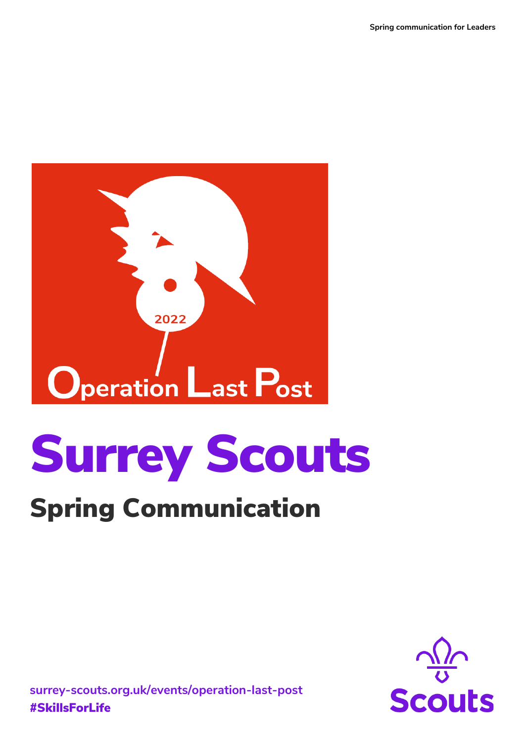2022

Operation Last Post

# Surrey Scouts

## Spring Communication

surrey-scouts.org.uk/events/operation-last-post
#SkillsForLife

Scouts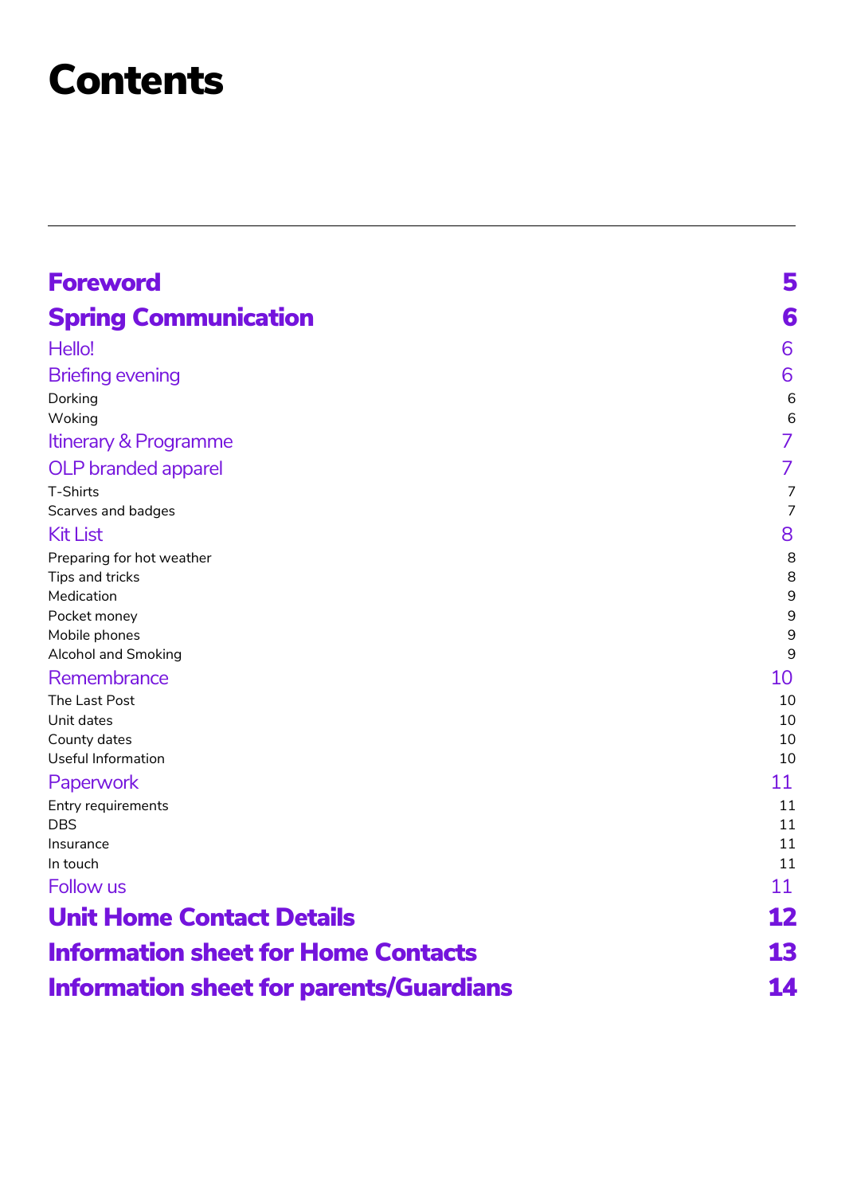# Contents

| | |
|---|---|
| **Foreword** | **5** |
| **Spring Communication** | **6** |
| Hello! | 6 |
| Briefing evening | 6 |
| Dorking | 6 |
| Woking | 6 |
| Itinerary & Programme | 7 |
| OLP branded apparel | 7 |
| T-Shirts | 7 |
| Scarves and badges | 7 |
| Kit List | 8 |
| Preparing for hot weather | 8 |
| Tips and tricks | 8 |
| Medication | 9 |
| Pocket money | 9 |
| Mobile phones | 9 |
| Alcohol and Smoking | 9 |
| Remembrance | 10 |
| The Last Post | 10 |
| Unit dates | 10 |
| County dates | 10 |
| Useful Information | 10 |
| Paperwork | 11 |
| Entry requirements | 11 |
| DBS | 11 |
| Insurance | 11 |
| In touch | 11 |
| Follow us | 11 |
| **Unit Home Contact Details** | **12** |
| **Information sheet for Home Contacts** | **13** |
| **Information sheet for parents/Guardians** | **14** |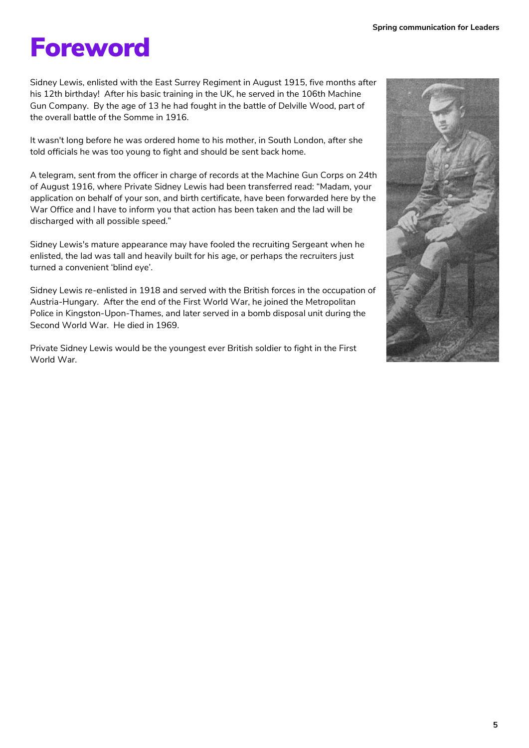# Foreword

Sidney Lewis, enlisted with the East Surrey Regiment in August 1915, five months after his 12th birthday! After his basic training in the UK, he served in the 106th Machine Gun Company. By the age of 13 he had fought in the battle of Delville Wood, part of the overall battle of the Somme in 1916.

It wasn't long before he was ordered home to his mother, in South London, after she told officials he was too young to fight and should be sent back home.

A telegram, sent from the officer in charge of records at the Machine Gun Corps on 24th of August 1916, where Private Sidney Lewis had been transferred read: "Madam, your application on behalf of your son, and birth certificate, have been forwarded here by the War Office and I have to inform you that action has been taken and the lad will be discharged with all possible speed."

Sidney Lewis's mature appearance may have fooled the recruiting Sergeant when he enlisted, the lad was tall and heavily built for his age, or perhaps the recruiters just turned a convenient 'blind eye'.

Sidney Lewis re-enlisted in 1918 and served with the British forces in the occupation of Austria-Hungary. After the end of the First World War, he joined the Metropolitan Police in Kingston-Upon-Thames, and later served in a bomb disposal unit during the Second World War. He died in 1969.

Private Sidney Lewis would be the youngest ever British soldier to fight in the First World War.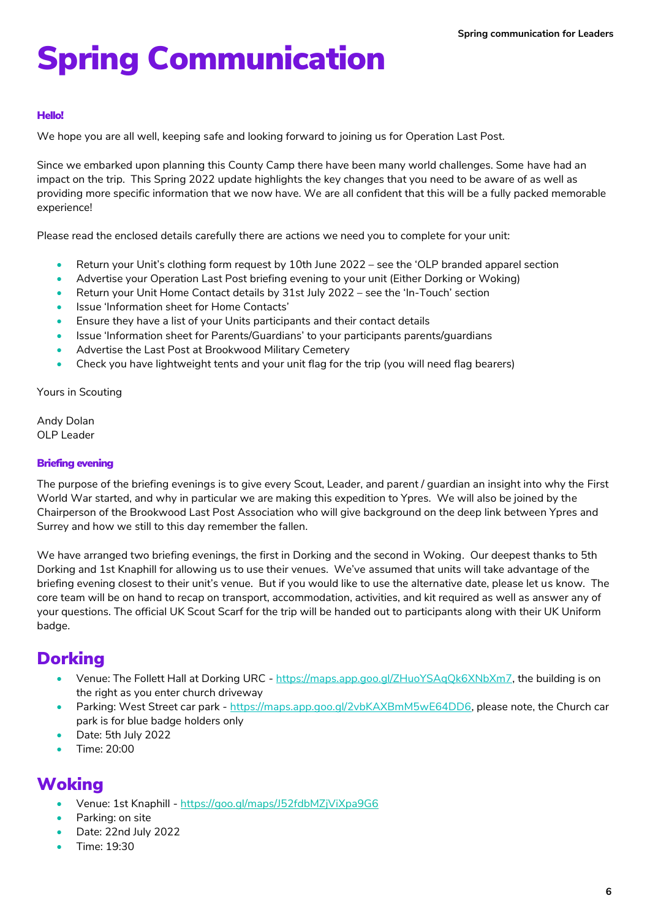# Spring Communication

### Hello!

We hope you are all well, keeping safe and looking forward to joining us for Operation Last Post.

Since we embarked upon planning this County Camp there have been many world challenges. Some have had an impact on the trip. This Spring 2022 update highlights the key changes that you need to be aware of as well as providing more specific information that we now have. We are all confident that this will be a fully packed memorable experience!

Please read the enclosed details carefully there are actions we need you to complete for your unit:

- Return your Unit's clothing form request by 10th June 2022 – see the 'OLP branded apparel section
- Advertise your Operation Last Post briefing evening to your unit (Either Dorking or Woking)
- Return your Unit Home Contact details by 31st July 2022 – see the 'In-Touch' section
- Issue 'Information sheet for Home Contacts'
- Ensure they have a list of your Units participants and their contact details
- Issue 'Information sheet for Parents/Guardians' to your participants parents/guardians
- Advertise the Last Post at Brookwood Military Cemetery
- Check you have lightweight tents and your unit flag for the trip (you will need flag bearers)

Yours in Scouting

Andy Dolan
OLP Leader

### Briefing evening

The purpose of the briefing evenings is to give every Scout, Leader, and parent / guardian an insight into why the First World War started, and why in particular we are making this expedition to Ypres. We will also be joined by the Chairperson of the Brookwood Last Post Association who will give background on the deep link between Ypres and Surrey and how we still to this day remember the fallen.

We have arranged two briefing evenings, the first in Dorking and the second in Woking. Our deepest thanks to 5th Dorking and 1st Knaphill for allowing us to use their venues. We've assumed that units will take advantage of the briefing evening closest to their unit's venue. But if you would like to use the alternative date, please let us know. The core team will be on hand to recap on transport, accommodation, activities, and kit required as well as answer any of your questions. The official UK Scout Scarf for the trip will be handed out to participants along with their UK Uniform badge.

## Dorking

- Venue: The Follett Hall at Dorking URC - https://maps.app.goo.gl/ZHuoYSAqQk6XNbXm7, the building is on the right as you enter church driveway
- Parking: West Street car park - https://maps.app.goo.gl/2vbKAXBmM5wE64DD6, please note, the Church car park is for blue badge holders only
- Date: 5th July 2022
- Time: 20:00

## Woking

- Venue: 1st Knaphill - https://goo.gl/maps/J52fdbMZjViXpa9G6
- Parking: on site
- Date: 22nd July 2022
- Time: 19:30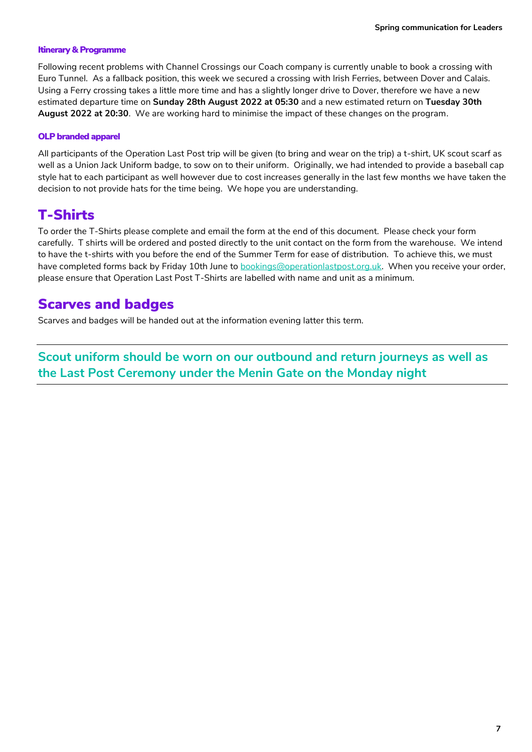### Itinerary & Programme

Following recent problems with Channel Crossings our Coach company is currently unable to book a crossing with Euro Tunnel. As a fallback position, this week we secured a crossing with Irish Ferries, between Dover and Calais. Using a Ferry crossing takes a little more time and has a slightly longer drive to Dover, therefore we have a new estimated departure time on **Sunday 28th August 2022 at 05:30** and a new estimated return on **Tuesday 30th August 2022 at 20:30**. We are working hard to minimise the impact of these changes on the program.

### OLP branded apparel

All participants of the Operation Last Post trip will be given (to bring and wear on the trip) a t-shirt, UK scout scarf as well as a Union Jack Uniform badge, to sow on to their uniform. Originally, we had intended to provide a baseball cap style hat to each participant as well however due to cost increases generally in the last few months we have taken the decision to not provide hats for the time being. We hope you are understanding.

## T-Shirts

To order the T-Shirts please complete and email the form at the end of this document. Please check your form carefully. T shirts will be ordered and posted directly to the unit contact on the form from the warehouse. We intend to have the t-shirts with you before the end of the Summer Term for ease of distribution. To achieve this, we must have completed forms back by Friday 10th June to [bookings@operationlastpost.org.uk](mailto:bookings@operationlastpost.org.uk). When you receive your order, please ensure that Operation Last Post T-Shirts are labelled with name and unit as a minimum.

## Scarves and badges

Scarves and badges will be handed out at the information evening latter this term.

---

**Scout uniform should be worn on our outbound and return journeys as well as the Last Post Ceremony under the Menin Gate on the Monday night**

---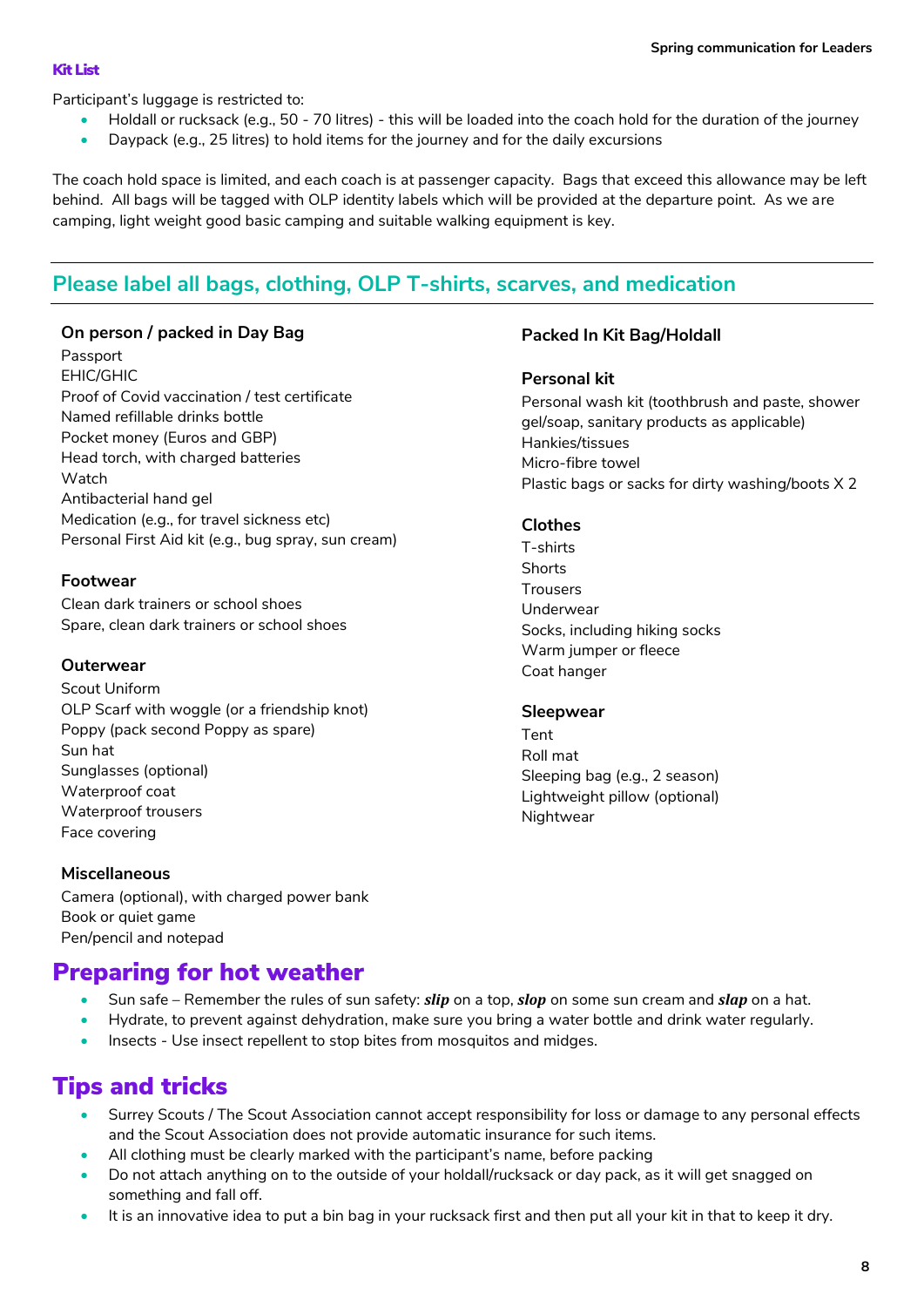### Kit List

Participant's luggage is restricted to:

- Holdall or rucksack (e.g., 50 - 70 litres) - this will be loaded into the coach hold for the duration of the journey
- Daypack (e.g., 25 litres) to hold items for the journey and for the daily excursions

The coach hold space is limited, and each coach is at passenger capacity. Bags that exceed this allowance may be left behind. All bags will be tagged with OLP identity labels which will be provided at the departure point. As we are camping, light weight good basic camping and suitable walking equipment is key.

## Please label all bags, clothing, OLP T-shirts, scarves, and medication

**On person / packed in Day Bag**

Passport
EHIC/GHIC
Proof of Covid vaccination / test certificate
Named refillable drinks bottle
Pocket money (Euros and GBP)
Head torch, with charged batteries
Watch
Antibacterial hand gel
Medication (e.g., for travel sickness etc)
Personal First Aid kit (e.g., bug spray, sun cream)

**Footwear**

Clean dark trainers or school shoes
Spare, clean dark trainers or school shoes

**Outerwear**

Scout Uniform
OLP Scarf with woggle (or a friendship knot)
Poppy (pack second Poppy as spare)
Sun hat
Sunglasses (optional)
Waterproof coat
Waterproof trousers
Face covering

**Miscellaneous**

Camera (optional), with charged power bank
Book or quiet game
Pen/pencil and notepad

**Packed In Kit Bag/Holdall**

**Personal kit**

Personal wash kit (toothbrush and paste, shower gel/soap, sanitary products as applicable)
Hankies/tissues
Micro-fibre towel
Plastic bags or sacks for dirty washing/boots X 2

**Clothes**

T-shirts
Shorts
Trousers
Underwear
Socks, including hiking socks
Warm jumper or fleece
Coat hanger

**Sleepwear**

Tent
Roll mat
Sleeping bag (e.g., 2 season)
Lightweight pillow (optional)
Nightwear

## Preparing for hot weather

- Sun safe – Remember the rules of sun safety: ***slip*** on a top, ***slop*** on some sun cream and ***slap*** on a hat.
- Hydrate, to prevent against dehydration, make sure you bring a water bottle and drink water regularly.
- Insects - Use insect repellent to stop bites from mosquitos and midges.

## Tips and tricks

- Surrey Scouts / The Scout Association cannot accept responsibility for loss or damage to any personal effects and the Scout Association does not provide automatic insurance for such items.
- All clothing must be clearly marked with the participant's name, before packing
- Do not attach anything on to the outside of your holdall/rucksack or day pack, as it will get snagged on something and fall off.
- It is an innovative idea to put a bin bag in your rucksack first and then put all your kit in that to keep it dry.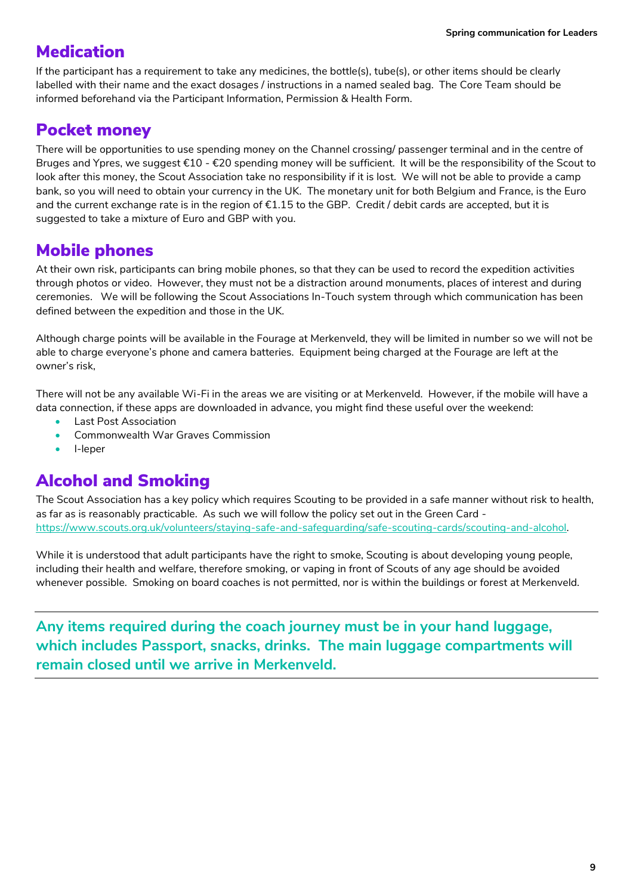## Medication

If the participant has a requirement to take any medicines, the bottle(s), tube(s), or other items should be clearly labelled with their name and the exact dosages / instructions in a named sealed bag. The Core Team should be informed beforehand via the Participant Information, Permission & Health Form.

## Pocket money

There will be opportunities to use spending money on the Channel crossing/ passenger terminal and in the centre of Bruges and Ypres, we suggest €10 - €20 spending money will be sufficient. It will be the responsibility of the Scout to look after this money, the Scout Association take no responsibility if it is lost. We will not be able to provide a camp bank, so you will need to obtain your currency in the UK. The monetary unit for both Belgium and France, is the Euro and the current exchange rate is in the region of €1.15 to the GBP. Credit / debit cards are accepted, but it is suggested to take a mixture of Euro and GBP with you.

## Mobile phones

At their own risk, participants can bring mobile phones, so that they can be used to record the expedition activities through photos or video. However, they must not be a distraction around monuments, places of interest and during ceremonies. We will be following the Scout Associations In-Touch system through which communication has been defined between the expedition and those in the UK.

Although charge points will be available in the Fourage at Merkenveld, they will be limited in number so we will not be able to charge everyone's phone and camera batteries. Equipment being charged at the Fourage are left at the owner's risk,

There will not be any available Wi-Fi in the areas we are visiting or at Merkenveld. However, if the mobile will have a data connection, if these apps are downloaded in advance, you might find these useful over the weekend:

- Last Post Association
- Commonwealth War Graves Commission
- I-leper

## Alcohol and Smoking

The Scout Association has a key policy which requires Scouting to be provided in a safe manner without risk to health, as far as is reasonably practicable. As such we will follow the policy set out in the Green Card - [https://www.scouts.org.uk/volunteers/staying-safe-and-safeguarding/safe-scouting-cards/scouting-and-alcohol](https://www.scouts.org.uk/volunteers/staying-safe-and-safeguarding/safe-scouting-cards/scouting-and-alcohol).

While it is understood that adult participants have the right to smoke, Scouting is about developing young people, including their health and welfare, therefore smoking, or vaping in front of Scouts of any age should be avoided whenever possible. Smoking on board coaches is not permitted, nor is within the buildings or forest at Merkenveld.

---

**Any items required during the coach journey must be in your hand luggage, which includes Passport, snacks, drinks. The main luggage compartments will remain closed until we arrive in Merkenveld.**

---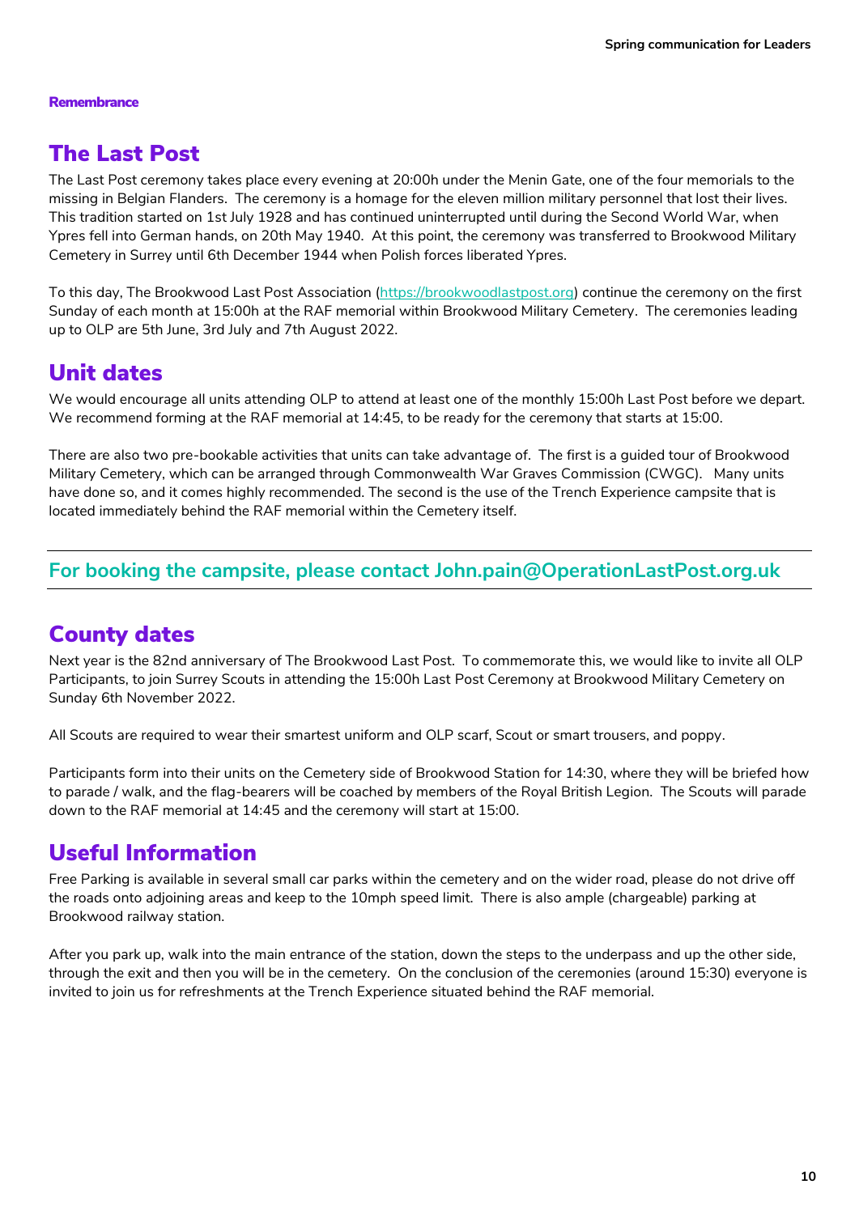**Remembrance**

## The Last Post

The Last Post ceremony takes place every evening at 20:00h under the Menin Gate, one of the four memorials to the missing in Belgian Flanders. The ceremony is a homage for the eleven million military personnel that lost their lives. This tradition started on 1st July 1928 and has continued uninterrupted until during the Second World War, when Ypres fell into German hands, on 20th May 1940. At this point, the ceremony was transferred to Brookwood Military Cemetery in Surrey until 6th December 1944 when Polish forces liberated Ypres.

To this day, The Brookwood Last Post Association (https://brookwoodlastpost.org) continue the ceremony on the first Sunday of each month at 15:00h at the RAF memorial within Brookwood Military Cemetery. The ceremonies leading up to OLP are 5th June, 3rd July and 7th August 2022.

## Unit dates

We would encourage all units attending OLP to attend at least one of the monthly 15:00h Last Post before we depart. We recommend forming at the RAF memorial at 14:45, to be ready for the ceremony that starts at 15:00.

There are also two pre-bookable activities that units can take advantage of. The first is a guided tour of Brookwood Military Cemetery, which can be arranged through Commonwealth War Graves Commission (CWGC). Many units have done so, and it comes highly recommended. The second is the use of the Trench Experience campsite that is located immediately behind the RAF memorial within the Cemetery itself.

---

**For booking the campsite, please contact John.pain@OperationLastPost.org.uk**

---

## County dates

Next year is the 82nd anniversary of The Brookwood Last Post. To commemorate this, we would like to invite all OLP Participants, to join Surrey Scouts in attending the 15:00h Last Post Ceremony at Brookwood Military Cemetery on Sunday 6th November 2022.

All Scouts are required to wear their smartest uniform and OLP scarf, Scout or smart trousers, and poppy.

Participants form into their units on the Cemetery side of Brookwood Station for 14:30, where they will be briefed how to parade / walk, and the flag-bearers will be coached by members of the Royal British Legion. The Scouts will parade down to the RAF memorial at 14:45 and the ceremony will start at 15:00.

## Useful Information

Free Parking is available in several small car parks within the cemetery and on the wider road, please do not drive off the roads onto adjoining areas and keep to the 10mph speed limit. There is also ample (chargeable) parking at Brookwood railway station.

After you park up, walk into the main entrance of the station, down the steps to the underpass and up the other side, through the exit and then you will be in the cemetery. On the conclusion of the ceremonies (around 15:30) everyone is invited to join us for refreshments at the Trench Experience situated behind the RAF memorial.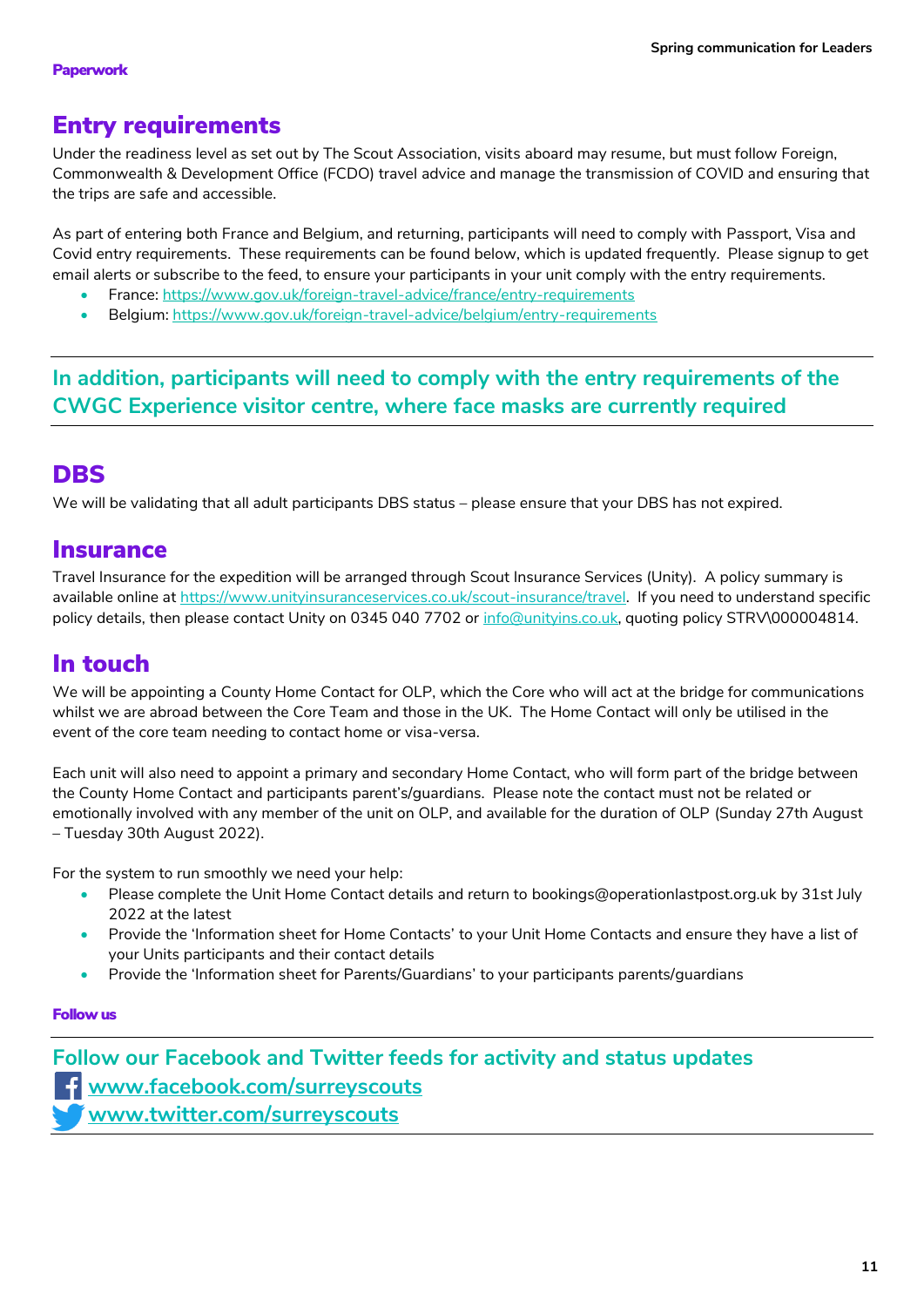**Paperwork**

# Entry requirements

Under the readiness level as set out by The Scout Association, visits aboard may resume, but must follow Foreign, Commonwealth & Development Office (FCDO) travel advice and manage the transmission of COVID and ensuring that the trips are safe and accessible.

As part of entering both France and Belgium, and returning, participants will need to comply with Passport, Visa and Covid entry requirements. These requirements can be found below, which is updated frequently. Please signup to get email alerts or subscribe to the feed, to ensure your participants in your unit comply with the entry requirements.

- France: https://www.gov.uk/foreign-travel-advice/france/entry-requirements
- Belgium: https://www.gov.uk/foreign-travel-advice/belgium/entry-requirements

---

**In addition, participants will need to comply with the entry requirements of the CWGC Experience visitor centre, where face masks are currently required**

---

# DBS

We will be validating that all adult participants DBS status – please ensure that your DBS has not expired.

# Insurance

Travel Insurance for the expedition will be arranged through Scout Insurance Services (Unity). A policy summary is available online at https://www.unityinsuranceservices.co.uk/scout-insurance/travel. If you need to understand specific policy details, then please contact Unity on 0345 040 7702 or info@unityins.co.uk, quoting policy STRV\000004814.

# In touch

We will be appointing a County Home Contact for OLP, which the Core who will act at the bridge for communications whilst we are abroad between the Core Team and those in the UK. The Home Contact will only be utilised in the event of the core team needing to contact home or visa-versa.

Each unit will also need to appoint a primary and secondary Home Contact, who will form part of the bridge between the County Home Contact and participants parent's/guardians. Please note the contact must not be related or emotionally involved with any member of the unit on OLP, and available for the duration of OLP (Sunday 27th August – Tuesday 30th August 2022).

For the system to run smoothly we need your help:

- Please complete the Unit Home Contact details and return to bookings@operationlastpost.org.uk by 31st July 2022 at the latest
- Provide the 'Information sheet for Home Contacts' to your Unit Home Contacts and ensure they have a list of your Units participants and their contact details
- Provide the 'Information sheet for Parents/Guardians' to your participants parents/guardians

**Follow us**

---

**Follow our Facebook and Twitter feeds for activity and status updates**

**www.facebook.com/surreyscouts**

**www.twitter.com/surreyscouts**

---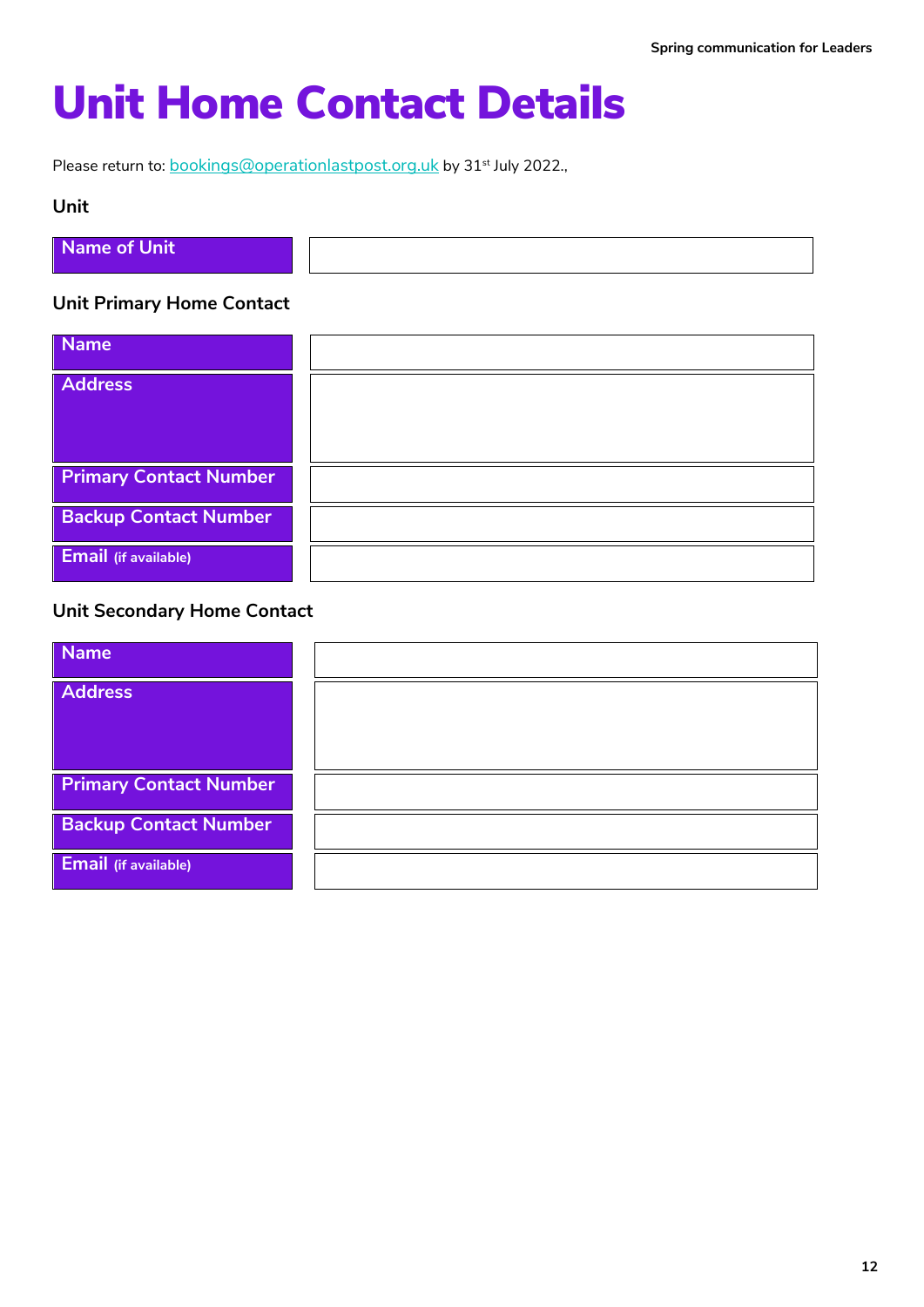# Unit Home Contact Details

Please return to: bookings@operationlastpost.org.uk by 31st July 2022.,

**Unit**

| Name of Unit | |
|---|---|

**Unit Primary Home Contact**

| Name | |
|---|---|
| Address | |
| Primary Contact Number | |
| Backup Contact Number | |
| Email (if available) | |

**Unit Secondary Home Contact**

| Name | |
|---|---|
| Address | |
| Primary Contact Number | |
| Backup Contact Number | |
| Email (if available) | |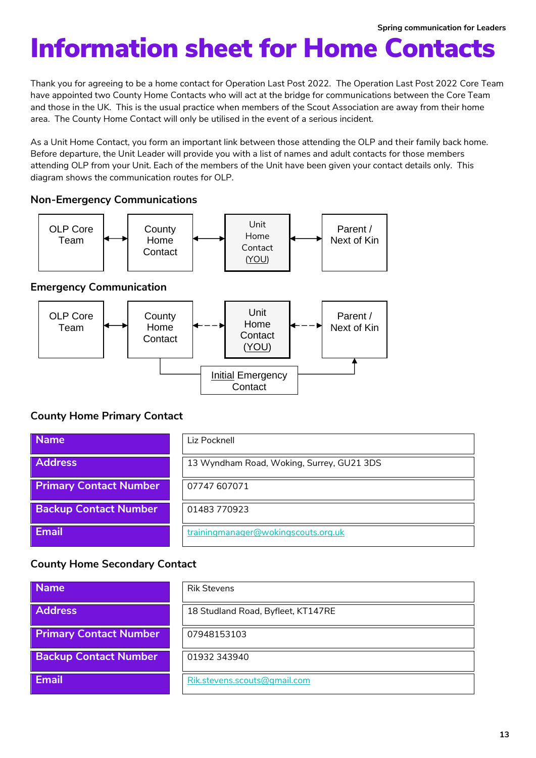# Information sheet for Home Contacts

Thank you for agreeing to be a home contact for Operation Last Post 2022. The Operation Last Post 2022 Core Team have appointed two County Home Contacts who will act at the bridge for communications between the Core Team and those in the UK. This is the usual practice when members of the Scout Association are away from their home area. The County Home Contact will only be utilised in the event of a serious incident.

As a Unit Home Contact, you form an important link between those attending the OLP and their family back home. Before departure, the Unit Leader will provide you with a list of names and adult contacts for those members attending OLP from your Unit. Each of the members of the Unit have been given your contact details only. This diagram shows the communication routes for OLP.

### Non-Emergency Communications

OLP Core Team ↔ County Home Contact ↔ Unit Home Contact (YOU) ↔ Parent / Next of Kin

### Emergency Communication

OLP Core Team ↔ County Home Contact ⇠ ⇢ Unit Home Contact (YOU) ⇠ ⇢ Parent / Next of Kin

County Home Contact → Initial Emergency Contact → Parent / Next of Kin

### County Home Primary Contact

| | |
|---|---|
| Name | Liz Pocknell |
| Address | 13 Wyndham Road, Woking, Surrey, GU21 3DS |
| Primary Contact Number | 07747 607071 |
| Backup Contact Number | 01483 770923 |
| Email | trainingmanager@wokingscouts.org.uk |

### County Home Secondary Contact

| | |
|---|---|
| Name | Rik Stevens |
| Address | 18 Studland Road, Byfleet, KT147RE |
| Primary Contact Number | 07948153103 |
| Backup Contact Number | 01932 343940 |
| Email | Rik.stevens.scouts@gmail.com |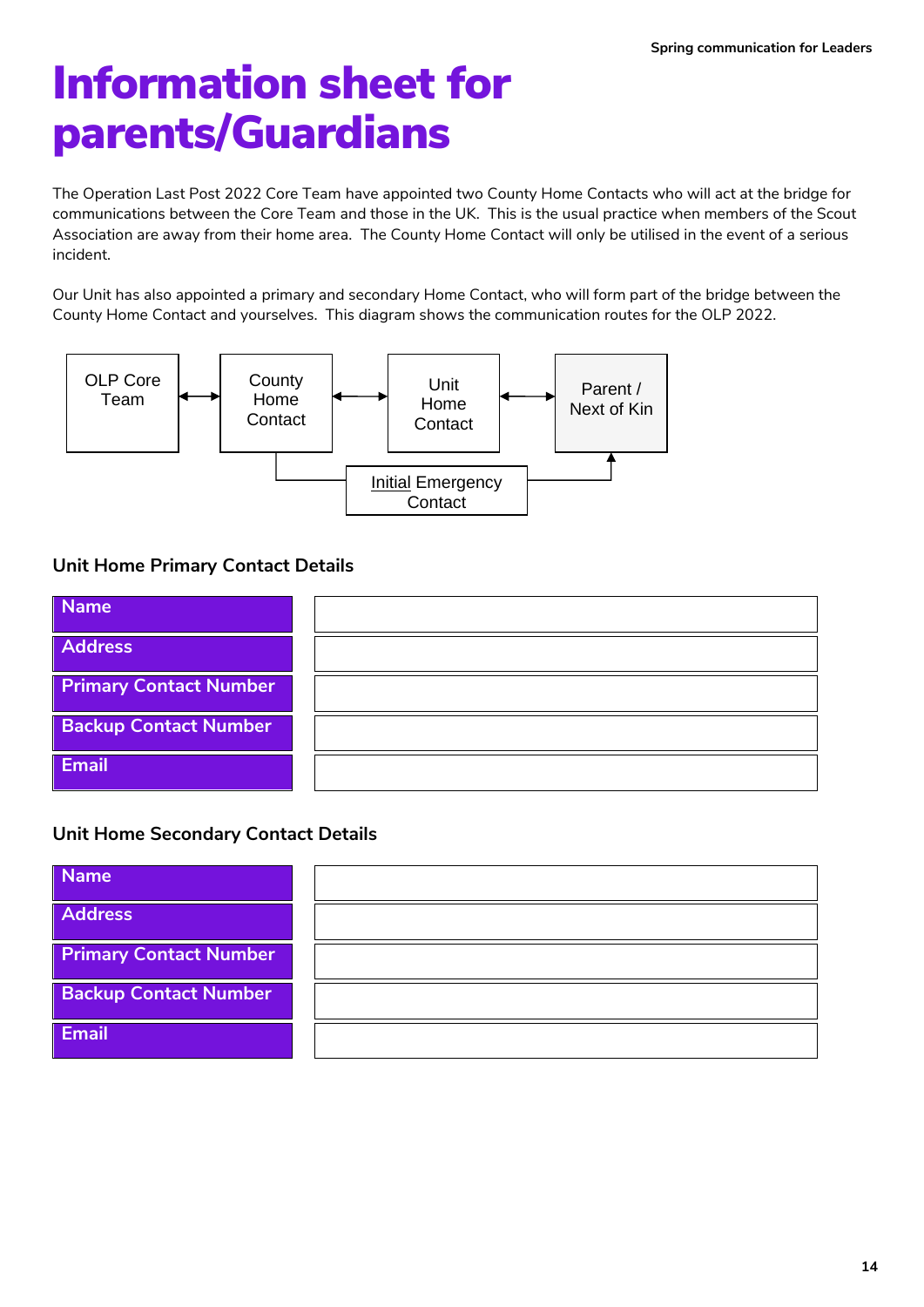# Information sheet for parents/Guardians

The Operation Last Post 2022 Core Team have appointed two County Home Contacts who will act at the bridge for communications between the Core Team and those in the UK. This is the usual practice when members of the Scout Association are away from their home area. The County Home Contact will only be utilised in the event of a serious incident.

Our Unit has also appointed a primary and secondary Home Contact, who will form part of the bridge between the County Home Contact and yourselves. This diagram shows the communication routes for the OLP 2022.

OLP Core Team ↔ County Home Contact ↔ Unit Home Contact ↔ Parent / Next of Kin

County Home Contact → Initial Emergency Contact → Parent / Next of Kin

### Unit Home Primary Contact Details

| Name | |
|---|---|
| Address | |
| Primary Contact Number | |
| Backup Contact Number | |
| Email | |

### Unit Home Secondary Contact Details

| Name | |
|---|---|
| Address | |
| Primary Contact Number | |
| Backup Contact Number | |
| Email | |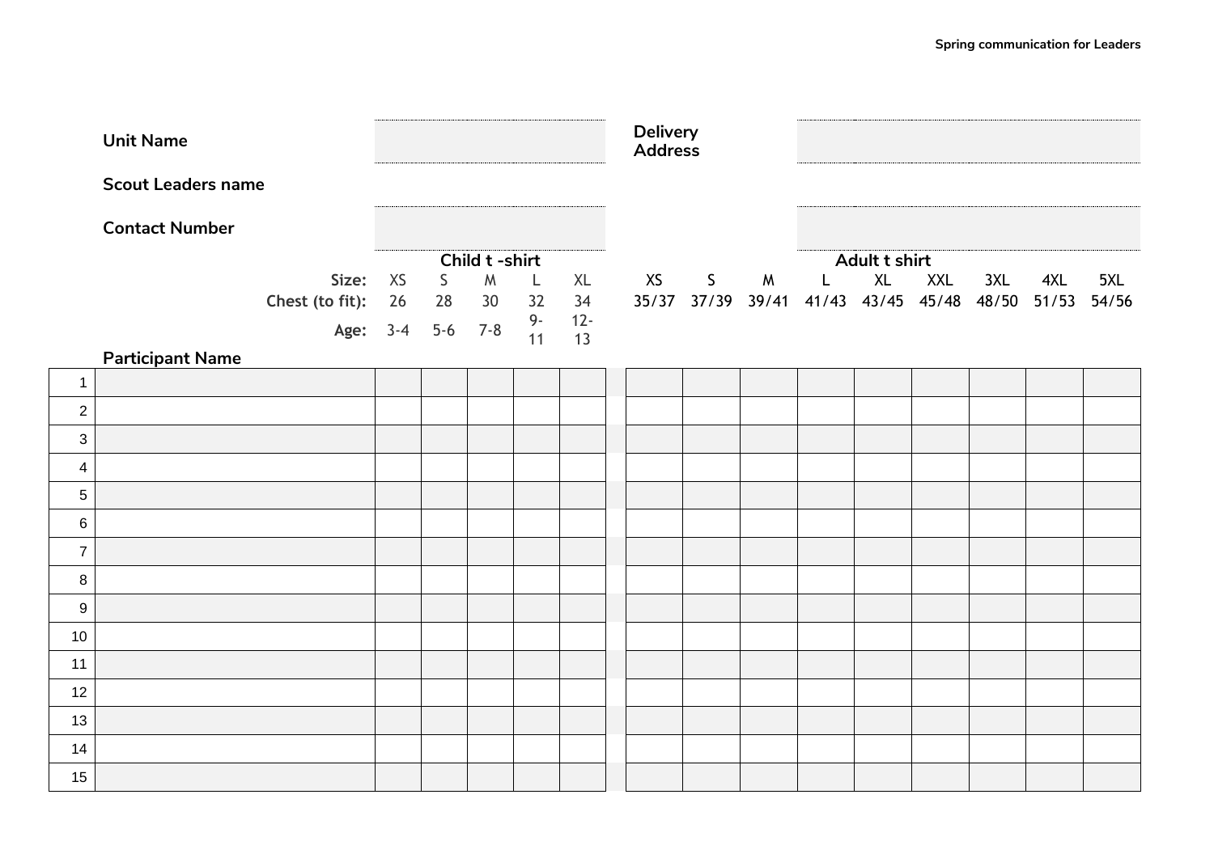| | |
|---|---|
| **Unit Name** | |
| **Scout Leaders name** | |
| **Contact Number** | |
| **Delivery Address** | |

| | | Child t -shirt | | | | | Adult t shirt | | | | | | | | |
|---|---|---|---|---|---|---|---|---|---|---|---|---|---|---|---|
| | **Size:** | XS | S | M | L | XL | XS | S | M | L | XL | XXL | 3XL | 4XL | 5XL |
| | **Chest (to fit):** | 26 | 28 | 30 | 32 | 34 | 35/37 | 37/39 | 39/41 | 41/43 | 43/45 | 45/48 | 48/50 | 51/53 | 54/56 |
| | **Age:** | 3-4 | 5-6 | 7-8 | 9-11 | 12-13 | | | | | | | | | |
| | **Participant Name** | | | | | | | | | | | | | | |
| 1 | | | | | | | | | | | | | | | |
| 2 | | | | | | | | | | | | | | | |
| 3 | | | | | | | | | | | | | | | |
| 4 | | | | | | | | | | | | | | | |
| 5 | | | | | | | | | | | | | | | |
| 6 | | | | | | | | | | | | | | | |
| 7 | | | | | | | | | | | | | | | |
| 8 | | | | | | | | | | | | | | | |
| 9 | | | | | | | | | | | | | | | |
| 10 | | | | | | | | | | | | | | | |
| 11 | | | | | | | | | | | | | | | |
| 12 | | | | | | | | | | | | | | | |
| 13 | | | | | | | | | | | | | | | |
| 14 | | | | | | | | | | | | | | | |
| 15 | | | | | | | | | | | | | | | |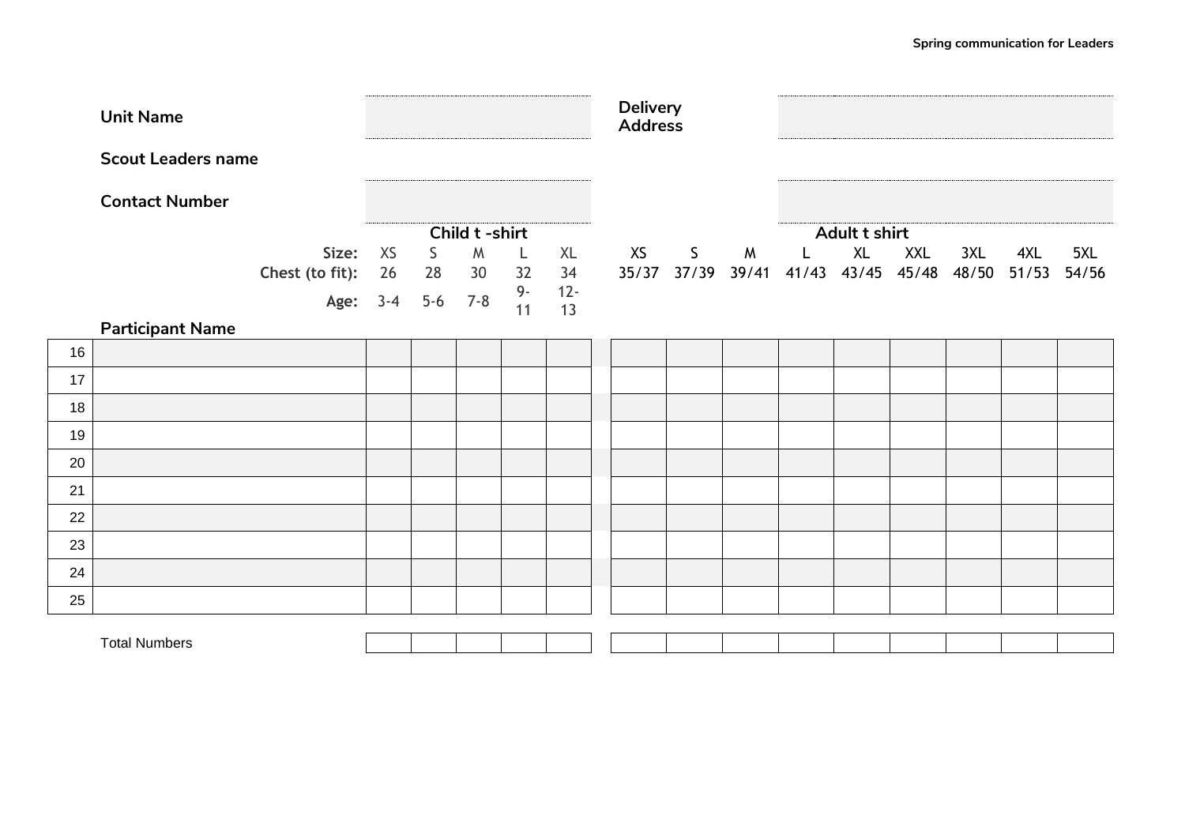| | |
|---|---|
| **Unit Name** | |
| **Scout Leaders name** | |
| **Contact Number** | |
| **Delivery Address** | |

| | | Child t -shirt | | | | | Adult t shirt | | | | | | | | |
|---|---|---|---|---|---|---|---|---|---|---|---|---|---|---|---|
| | **Size:** | XS | S | M | L | XL | XS | S | M | L | XL | XXL | 3XL | 4XL | 5XL |
| | **Chest (to fit):** | 26 | 28 | 30 | 32 | 34 | 35/37 | 37/39 | 39/41 | 41/43 | 43/45 | 45/48 | 48/50 | 51/53 | 54/56 |
| | **Age:** | 3-4 | 5-6 | 7-8 | 9-11 | 12-13 | | | | | | | | | |
| | **Participant Name** | | | | | | | | | | | | | | |
| 16 | | | | | | | | | | | | | | | |
| 17 | | | | | | | | | | | | | | | |
| 18 | | | | | | | | | | | | | | | |
| 19 | | | | | | | | | | | | | | | |
| 20 | | | | | | | | | | | | | | | |
| 21 | | | | | | | | | | | | | | | |
| 22 | | | | | | | | | | | | | | | |
| 23 | | | | | | | | | | | | | | | |
| 24 | | | | | | | | | | | | | | | |
| 25 | | | | | | | | | | | | | | | |
| | Total Numbers | | | | | | | | | | | | | | |